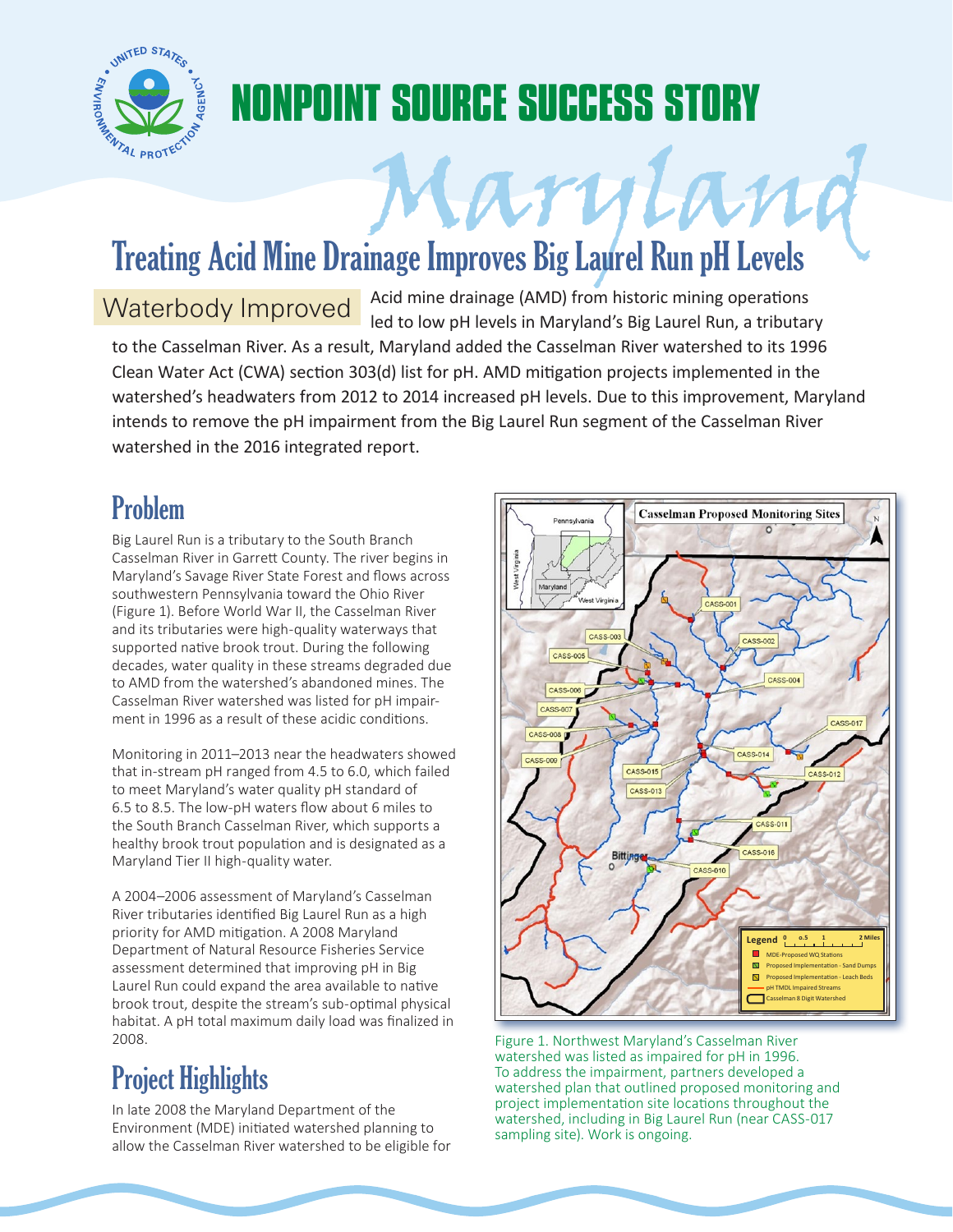# NONPOINT SOURCE SUCCESS STORY

# Maryland

## Treating Acid Mine Drainage Improves Big Laurel Run pH Levels

**Waterbody Improved** Acid mine drainage (AMD) from historic mining operations led to low pH levels in Maryland's Big Laurel Run, a tributary to the Casselman River. As a result, Maryland added the Casselman River watershed to its 1996 Clean Water Act (CWA) section 303(d) list for pH. AMD mitigation projects implemented in the watershed's headwaters from 2012 to 2014 increased pH levels. Due to this improvement, Maryland intends to remove the pH impairment from the Big Laurel Run segment of the Casselman River watershed in the 2016 integrated report.

## Problem

Big Laurel Run is a tributary to the South Branch Casselman River in Garrett County. The river begins in Maryland's Savage River State Forest and flows across southwestern Pennsylvania toward the Ohio River (Figure 1). Before World War II, the Casselman River and its tributaries were high-quality waterways that supported native brook trout. During the following decades, water quality in these streams degraded due to AMD from the watershed's abandoned mines. The Casselman River watershed was listed for pH impairment in 1996 as a result of these acidic conditions.

Monitoring in 2011–2013 near the headwaters showed that in-stream pH ranged from 4.5 to 6.0, which failed to meet Maryland's water quality pH standard of 6.5 to 8.5. The low-pH waters flow about 6 miles to the South Branch Casselman River, which supports a healthy brook trout population and is designated as a Maryland Tier II high-quality water.

A 2004–2006 assessment of Maryland's Casselman River tributaries identified Big Laurel Run as a high priority for AMD mitigation. A 2008 Maryland Department of Natural Resource Fisheries Service assessment determined that improving pH in Big Laurel Run could expand the area available to native brook trout, despite the stream's sub-optimal physical habitat. A pH total maximum daily load was finalized in 2008.

Figure 1. Northwest Maryland's Casselman River watershed was listed as impaired for pH in 1996. To address the impairment, partners developed a watershed plan that outlined proposed monitoring and project implementation site locations throughout the watershed, including in Big Laurel Run (near CASS-017 sampling site). Work is ongoing.

## Project Highlights

In late 2008 the Maryland Department of the Environment (MDE) initiated watershed planning to allow the Casselman River watershed to be eligible for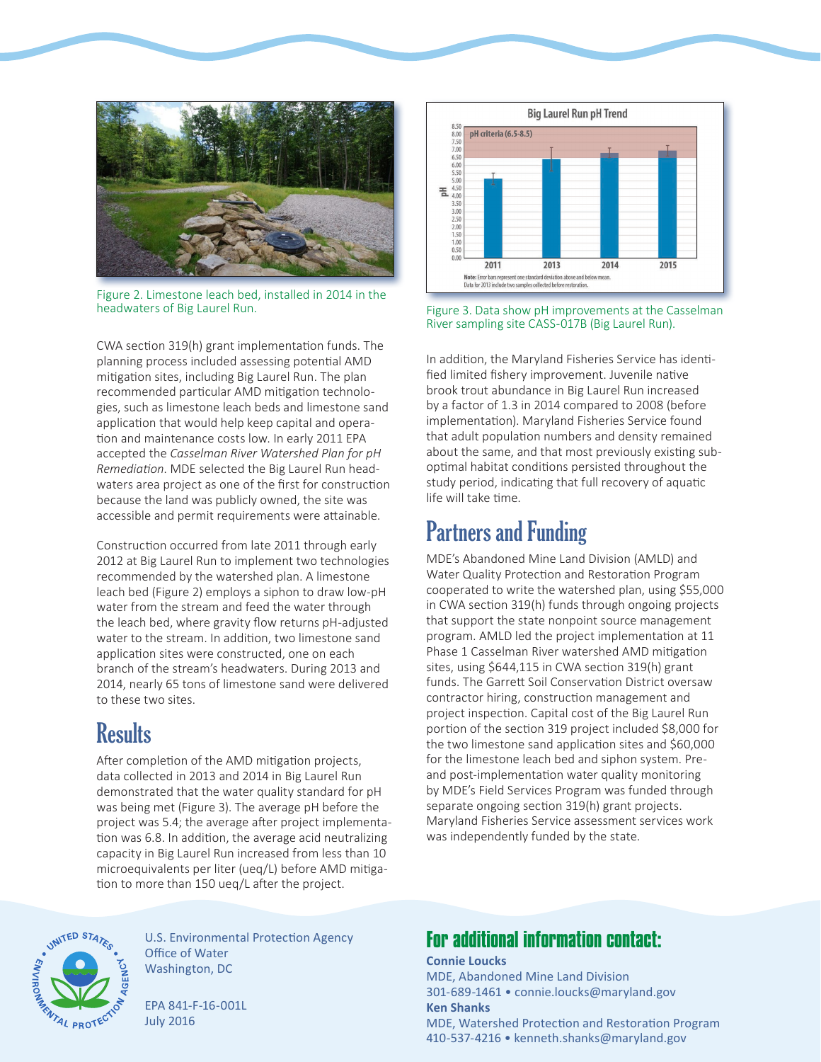Figure 2. Limestone leach bed, installed in 2014 in the headwaters of Big Laurel Run.

CWA section 319(h) grant implementation funds. The planning process included assessing potential AMD mitigation sites, including Big Laurel Run. The plan recommended particular AMD mitigation technologies, such as limestone leach beds and limestone sand application that would help keep capital and operation and maintenance costs low. In early 2011 EPA accepted the *Casselman River Watershed Plan for pH Remediation*. MDE selected the Big Laurel Run headwaters area project as one of the first for construction because the land was publicly owned, the site was accessible and permit requirements were attainable.

Construction occurred from late 2011 through early 2012 at Big Laurel Run to implement two technologies recommended by the watershed plan. A limestone leach bed (Figure 2) employs a siphon to draw low-pH water from the stream and feed the water through the leach bed, where gravity flow returns pH-adjusted water to the stream. In addition, two limestone sand application sites were constructed, one on each branch of the stream's headwaters. During 2013 and 2014, nearly 65 tons of limestone sand were delivered to these two sites.

## Results

After completion of the AMD mitigation projects, data collected in 2013 and 2014 in Big Laurel Run demonstrated that the water quality standard for pH was being met (Figure 3). The average pH before the project was 5.4; the average after project implementation was 6.8. In addition, the average acid neutralizing capacity in Big Laurel Run increased from less than 10 microequivalents per liter (ueq/L) before AMD mitigation to more than 150 ueq/L after the project.

Big Laurel Run pH Trend

pH criteria (6.5-8.5)

pH

0.00 0.50 1.00 1.50 2.00 2.50 3.00 3.50 4.00 4.50 5.00 5.50 6.00 6.50 7.00 7.50 8.00 8.50

2011 2013 2014 2015

**Note:** Error bars represent one standard deviation above and below mean. Data for 2013 include two samples collected before restoration.

Figure 3. Data show pH improvements at the Casselman River sampling site CASS-017B (Big Laurel Run).

In addition, the Maryland Fisheries Service has identified limited fishery improvement. Juvenile native brook trout abundance in Big Laurel Run increased by a factor of 1.3 in 2014 compared to 2008 (before implementation). Maryland Fisheries Service found that adult population numbers and density remained about the same, and that most previously existing suboptimal habitat conditions persisted throughout the study period, indicating that full recovery of aquatic life will take time.

## Partners and Funding

MDE's Abandoned Mine Land Division (AMLD) and Water Quality Protection and Restoration Program cooperated to write the watershed plan, using $55,000 in CWA section 319(h) funds through ongoing projects that support the state nonpoint source management program. AMLD led the project implementation at 11 Phase 1 Casselman River watershed AMD mitigation sites, using $644,115 in CWA section 319(h) grant funds. The Garrett Soil Conservation District oversaw contractor hiring, construction management and project inspection. Capital cost of the Big Laurel Run portion of the section 319 project included $8,000 for the two limestone sand application sites and $60,000 for the limestone leach bed and siphon system. Pre- and post-implementation water quality monitoring by MDE's Field Services Program was funded through separate ongoing section 319(h) grant projects. Maryland Fisheries Service assessment services work was independently funded by the state.

U.S. Environmental Protection Agency
Office of Water
Washington, DC

EPA 841-F-16-001L
July 2016

## For additional information contact:

**Connie Loucks**
MDE, Abandoned Mine Land Division
301-689-1461 • connie.loucks@maryland.gov

**Ken Shanks**
MDE, Watershed Protection and Restoration Program
410-537-4216 • kenneth.shanks@maryland.gov